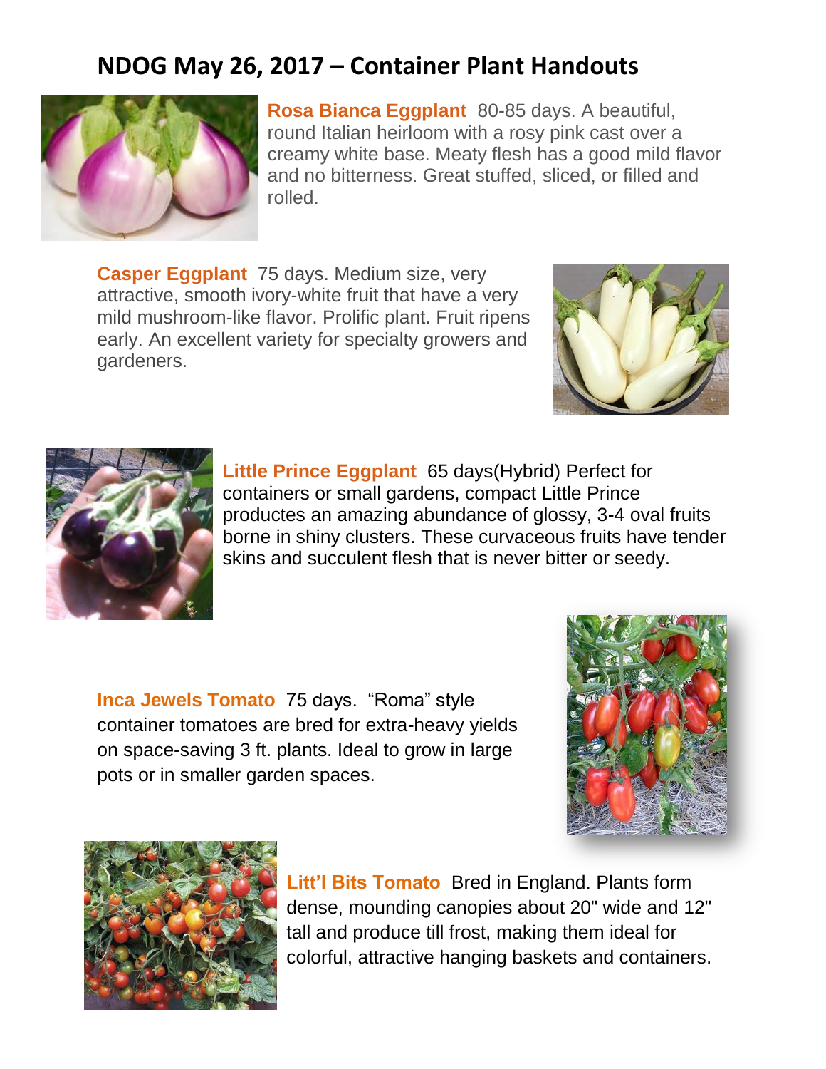# NDOG May 26, 2017 – Container Plant Handouts

**Rosa Bianca Eggplant** 80-85 days. A beautiful, round Italian heirloom with a rosy pink cast over a creamy white base. Meaty flesh has a good mild flavor and no bitterness. Great stuffed, sliced, or filled and rolled.

**Casper Eggplant** 75 days. Medium size, very attractive, smooth ivory-white fruit that have a very mild mushroom-like flavor. Prolific plant. Fruit ripens early. An excellent variety for specialty growers and gardeners.

**Little Prince Eggplant** 65 days(Hybrid) Perfect for containers or small gardens, compact Little Prince productes an amazing abundance of glossy, 3-4 oval fruits borne in shiny clusters. These curvaceous fruits have tender skins and succulent flesh that is never bitter or seedy.

**Inca Jewels Tomato** 75 days. "Roma" style container tomatoes are bred for extra-heavy yields on space-saving 3 ft. plants. Ideal to grow in large pots or in smaller garden spaces.

**Litt'l Bits Tomato** Bred in England. Plants form dense, mounding canopies about 20" wide and 12" tall and produce till frost, making them ideal for colorful, attractive hanging baskets and containers.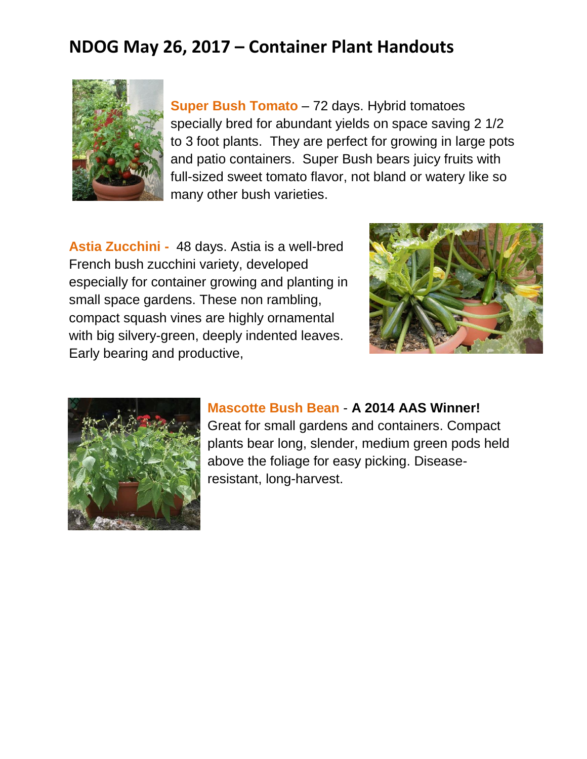# NDOG May 26, 2017 – Container Plant Handouts

**Super Bush Tomato** – 72 days. Hybrid tomatoes specially bred for abundant yields on space saving 2 1/2 to 3 foot plants. They are perfect for growing in large pots and patio containers. Super Bush bears juicy fruits with full-sized sweet tomato flavor, not bland or watery like so many other bush varieties.

**Astia Zucchini -** 48 days. Astia is a well-bred French bush zucchini variety, developed especially for container growing and planting in small space gardens. These non rambling, compact squash vines are highly ornamental with big silvery-green, deeply indented leaves. Early bearing and productive,

**Mascotte Bush Bean** - **A 2014 AAS Winner!** Great for small gardens and containers. Compact plants bear long, slender, medium green pods held above the foliage for easy picking. Disease-resistant, long-harvest.